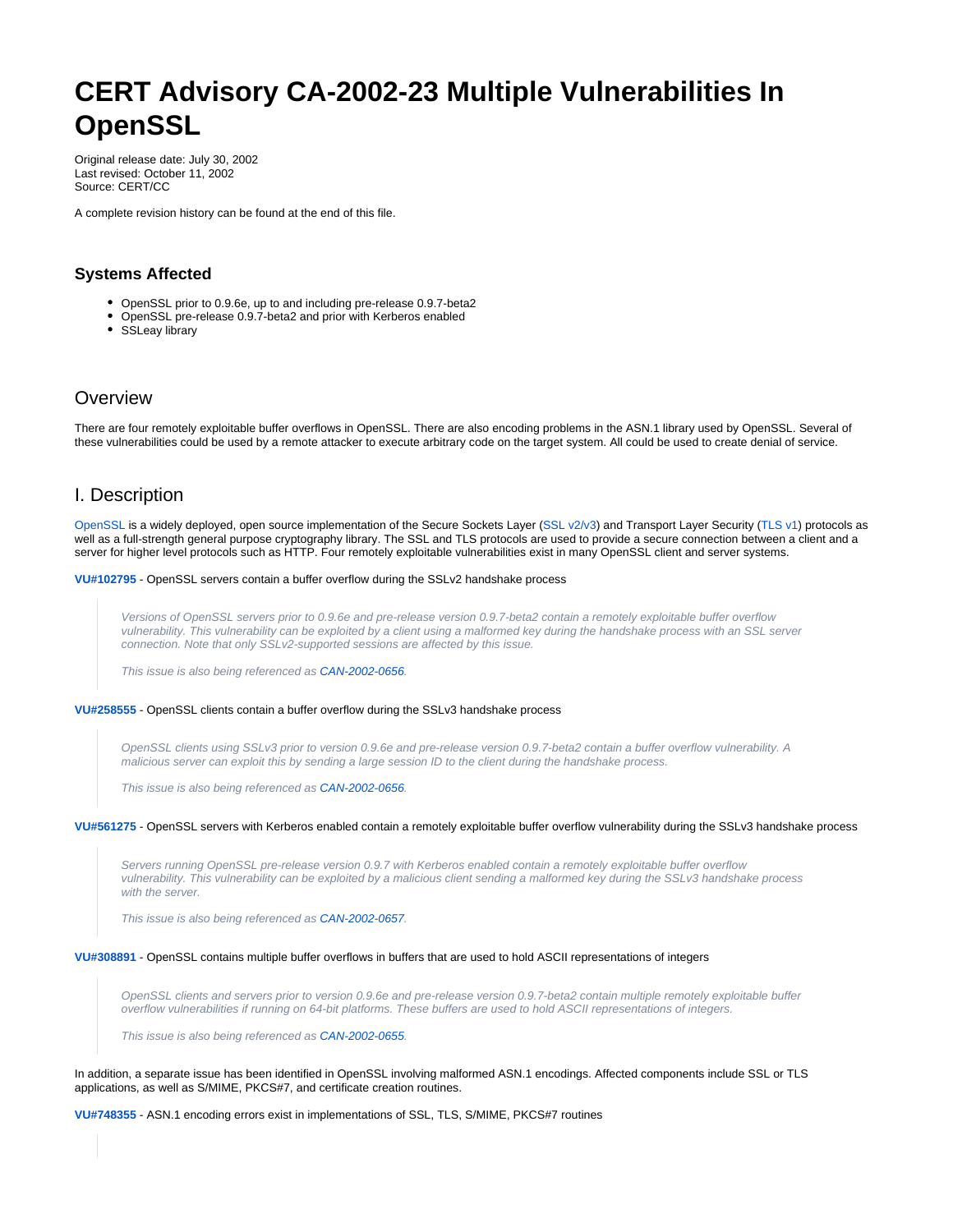# CERT Advisory CA-2002-23 Multiple Vulnerabilities In OpenSSL

Original release date: July 30, 2002
Last revised: October 11, 2002
Source: CERT/CC

A complete revision history can be found at the end of this file.

### Systems Affected

- OpenSSL prior to 0.9.6e, up to and including pre-release 0.9.7-beta2
- OpenSSL pre-release 0.9.7-beta2 and prior with Kerberos enabled
- SSLeay library

## Overview

There are four remotely exploitable buffer overflows in OpenSSL. There are also encoding problems in the ASN.1 library used by OpenSSL. Several of these vulnerabilities could be used by a remote attacker to execute arbitrary code on the target system. All could be used to create denial of service.

## I. Description

OpenSSL is a widely deployed, open source implementation of the Secure Sockets Layer (SSL v2/v3) and Transport Layer Security (TLS v1) protocols as well as a full-strength general purpose cryptography library. The SSL and TLS protocols are used to provide a secure connection between a client and a server for higher level protocols such as HTTP. Four remotely exploitable vulnerabilities exist in many OpenSSL client and server systems.

**VU#102795** - OpenSSL servers contain a buffer overflow during the SSLv2 handshake process

> *Versions of OpenSSL servers prior to 0.9.6e and pre-release version 0.9.7-beta2 contain a remotely exploitable buffer overflow vulnerability. This vulnerability can be exploited by a client using a malformed key during the handshake process with an SSL server connection. Note that only SSLv2-supported sessions are affected by this issue.*
>
> *This issue is also being referenced as CAN-2002-0656.*

**VU#258555** - OpenSSL clients contain a buffer overflow during the SSLv3 handshake process

> *OpenSSL clients using SSLv3 prior to version 0.9.6e and pre-release version 0.9.7-beta2 contain a buffer overflow vulnerability. A malicious server can exploit this by sending a large session ID to the client during the handshake process.*
>
> *This issue is also being referenced as CAN-2002-0656.*

**VU#561275** - OpenSSL servers with Kerberos enabled contain a remotely exploitable buffer overflow vulnerability during the SSLv3 handshake process

> *Servers running OpenSSL pre-release version 0.9.7 with Kerberos enabled contain a remotely exploitable buffer overflow vulnerability. This vulnerability can be exploited by a malicious client sending a malformed key during the SSLv3 handshake process with the server.*
>
> *This issue is also being referenced as CAN-2002-0657.*

**VU#308891** - OpenSSL contains multiple buffer overflows in buffers that are used to hold ASCII representations of integers

> *OpenSSL clients and servers prior to version 0.9.6e and pre-release version 0.9.7-beta2 contain multiple remotely exploitable buffer overflow vulnerabilities if running on 64-bit platforms. These buffers are used to hold ASCII representations of integers.*
>
> *This issue is also being referenced as CAN-2002-0655.*

In addition, a separate issue has been identified in OpenSSL involving malformed ASN.1 encodings. Affected components include SSL or TLS applications, as well as S/MIME, PKCS#7, and certificate creation routines.

**VU#748355** - ASN.1 encoding errors exist in implementations of SSL, TLS, S/MIME, PKCS#7 routines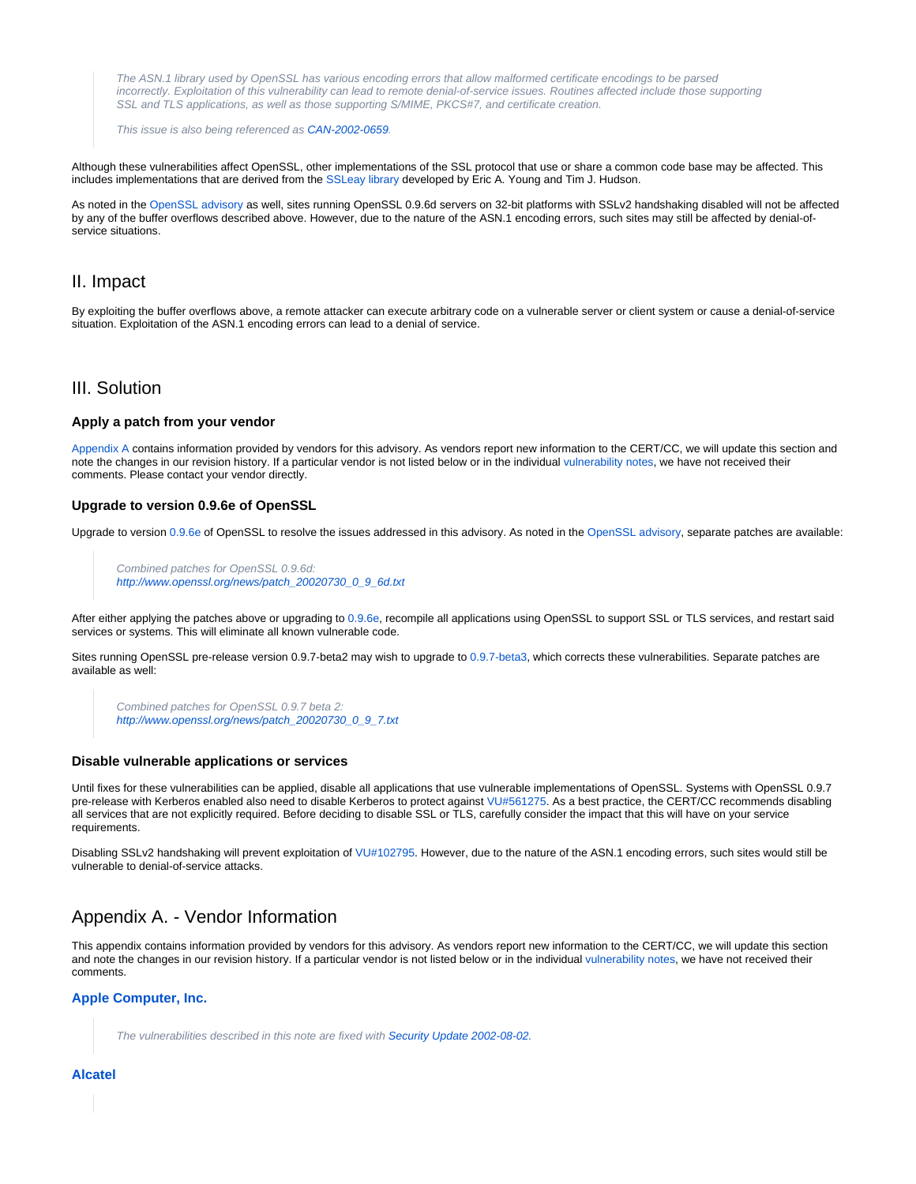> *The ASN.1 library used by OpenSSL has various encoding errors that allow malformed certificate encodings to be parsed incorrectly. Exploitation of this vulnerability can lead to remote denial-of-service issues. Routines affected include those supporting SSL and TLS applications, as well as those supporting S/MIME, PKCS#7, and certificate creation.*
>
> *This issue is also being referenced as CAN-2002-0659.*

Although these vulnerabilities affect OpenSSL, other implementations of the SSL protocol that use or share a common code base may be affected. This includes implementations that are derived from the SSLeay library developed by Eric A. Young and Tim J. Hudson.

As noted in the OpenSSL advisory as well, sites running OpenSSL 0.9.6d servers on 32-bit platforms with SSLv2 handshaking disabled will not be affected by any of the buffer overflows described above. However, due to the nature of the ASN.1 encoding errors, such sites may still be affected by denial-of-service situations.

## II. Impact

By exploiting the buffer overflows above, a remote attacker can execute arbitrary code on a vulnerable server or client system or cause a denial-of-service situation. Exploitation of the ASN.1 encoding errors can lead to a denial of service.

## III. Solution

### Apply a patch from your vendor

Appendix A contains information provided by vendors for this advisory. As vendors report new information to the CERT/CC, we will update this section and note the changes in our revision history. If a particular vendor is not listed below or in the individual vulnerability notes, we have not received their comments. Please contact your vendor directly.

### Upgrade to version 0.9.6e of OpenSSL

Upgrade to version 0.9.6e of OpenSSL to resolve the issues addressed in this advisory. As noted in the OpenSSL advisory, separate patches are available:

> *Combined patches for OpenSSL 0.9.6d:*
> *http://www.openssl.org/news/patch_20020730_0_9_6d.txt*

After either applying the patches above or upgrading to 0.9.6e, recompile all applications using OpenSSL to support SSL or TLS services, and restart said services or systems. This will eliminate all known vulnerable code.

Sites running OpenSSL pre-release version 0.9.7-beta2 may wish to upgrade to 0.9.7-beta3, which corrects these vulnerabilities. Separate patches are available as well:

> *Combined patches for OpenSSL 0.9.7 beta 2:*
> *http://www.openssl.org/news/patch_20020730_0_9_7.txt*

### Disable vulnerable applications or services

Until fixes for these vulnerabilities can be applied, disable all applications that use vulnerable implementations of OpenSSL. Systems with OpenSSL 0.9.7 pre-release with Kerberos enabled also need to disable Kerberos to protect against VU#561275. As a best practice, the CERT/CC recommends disabling all services that are not explicitly required. Before deciding to disable SSL or TLS, carefully consider the impact that this will have on your service requirements.

Disabling SSLv2 handshaking will prevent exploitation of VU#102795. However, due to the nature of the ASN.1 encoding errors, such sites would still be vulnerable to denial-of-service attacks.

## Appendix A. - Vendor Information

This appendix contains information provided by vendors for this advisory. As vendors report new information to the CERT/CC, we will update this section and note the changes in our revision history. If a particular vendor is not listed below or in the individual vulnerability notes, we have not received their comments.

### Apple Computer, Inc.

> *The vulnerabilities described in this note are fixed with Security Update 2002-08-02.*

### Alcatel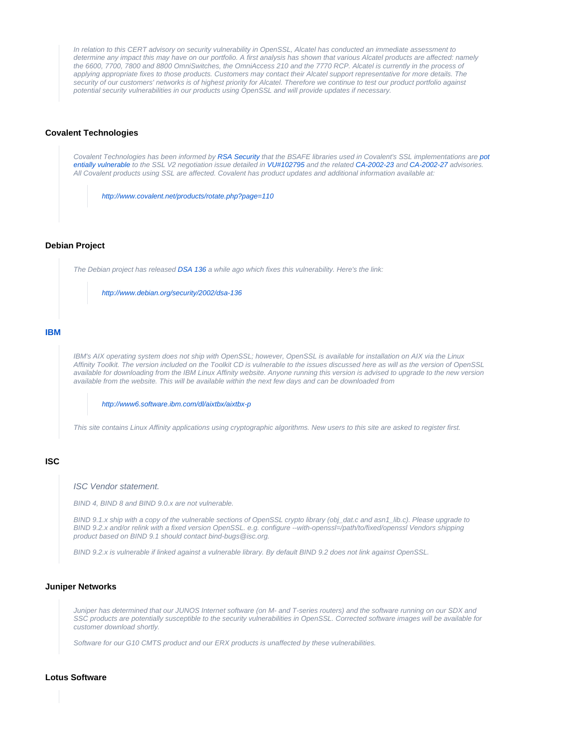> *In relation to this CERT advisory on security vulnerability in OpenSSL, Alcatel has conducted an immediate assessment to determine any impact this may have on our portfolio. A first analysis has shown that various Alcatel products are affected: namely the 6600, 7700, 7800 and 8800 OmniSwitches, the OmniAccess 210 and the 7770 RCP. Alcatel is currently in the process of applying appropriate fixes to those products. Customers may contact their Alcatel support representative for more details. The security of our customers' networks is of highest priority for Alcatel. Therefore we continue to test our product portfolio against potential security vulnerabilities in our products using OpenSSL and will provide updates if necessary.*

### Covalent Technologies

> *Covalent Technologies has been informed by RSA Security that the BSAFE libraries used in Covalent's SSL implementations are potentially vulnerable to the SSL V2 negotiation issue detailed in VU#102795 and the related CA-2002-23 and CA-2002-27 advisories. All Covalent products using SSL are affected. Covalent has product updates and additional information available at:*
>
> > *http://www.covalent.net/products/rotate.php?page=110*

### Debian Project

> *The Debian project has released DSA 136 a while ago which fixes this vulnerability. Here's the link:*
>
> > *http://www.debian.org/security/2002/dsa-136*

### IBM

> *IBM's AIX operating system does not ship with OpenSSL; however, OpenSSL is available for installation on AIX via the Linux Affinity Toolkit. The version included on the Toolkit CD is vulnerable to the issues discussed here as well as the version of OpenSSL available for downloading from the IBM Linux Affinity website. Anyone running this version is advised to upgrade to the new version available from the website. This will be available within the next few days and can be downloaded from*
>
> > *http://www6.software.ibm.com/dl/aixtbx/aixtbx-p*
>
> *This site contains Linux Affinity applications using cryptographic algorithms. New users to this site are asked to register first.*

### ISC

> *ISC Vendor statement.*
>
> *BIND 4, BIND 8 and BIND 9.0.x are not vulnerable.*
>
> *BIND 9.1.x ship with a copy of the vulnerable sections of OpenSSL crypto library (obj_dat.c and asn1_lib.c). Please upgrade to BIND 9.2.x and/or relink with a fixed version OpenSSL. e.g. configure --with-openssl=/path/to/fixed/openssl Vendors shipping product based on BIND 9.1 should contact bind-bugs@isc.org.*
>
> *BIND 9.2.x is vulnerable if linked against a vulnerable library. By default BIND 9.2 does not link against OpenSSL.*

### Juniper Networks

> *Juniper has determined that our JUNOS Internet software (on M- and T-series routers) and the software running on our SDX and SSC products are potentially susceptible to the security vulnerabilities in OpenSSL. Corrected software images will be available for customer download shortly.*
>
> *Software for our G10 CMTS product and our ERX products is unaffected by these vulnerabilities.*

### Lotus Software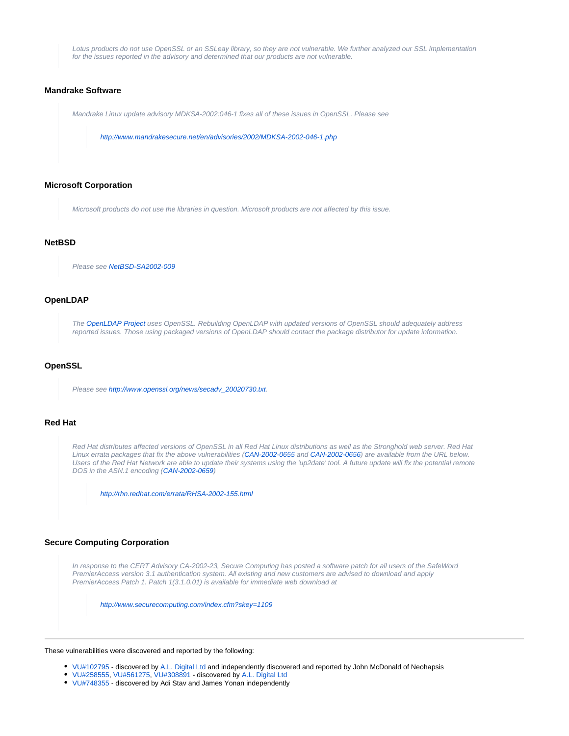> Lotus products do not use OpenSSL or an SSLeay library, so they are not vulnerable. We further analyzed our SSL implementation for the issues reported in the advisory and determined that our products are not vulnerable.

### Mandrake Software

> Mandrake Linux update advisory MDKSA-2002:046-1 fixes all of these issues in OpenSSL. Please see
>
> > http://www.mandrakesecure.net/en/advisories/2002/MDKSA-2002-046-1.php

### Microsoft Corporation

> Microsoft products do not use the libraries in question. Microsoft products are not affected by this issue.

### NetBSD

> Please see NetBSD-SA2002-009

### OpenLDAP

> The OpenLDAP Project uses OpenSSL. Rebuilding OpenLDAP with updated versions of OpenSSL should adequately address reported issues. Those using packaged versions of OpenLDAP should contact the package distributor for update information.

### OpenSSL

> Please see http://www.openssl.org/news/secadv_20020730.txt.

### Red Hat

> Red Hat distributes affected versions of OpenSSL in all Red Hat Linux distributions as well as the Stronghold web server. Red Hat Linux errata packages that fix the above vulnerabilities (CAN-2002-0655 and CAN-2002-0656) are available from the URL below. Users of the Red Hat Network are able to update their systems using the 'up2date' tool. A future update will fix the potential remote DOS in the ASN.1 encoding (CAN-2002-0659)
>
> > http://rhn.redhat.com/errata/RHSA-2002-155.html

### Secure Computing Corporation

> In response to the CERT Advisory CA-2002-23, Secure Computing has posted a software patch for all users of the SafeWord PremierAccess version 3.1 authentication system. All existing and new customers are advised to download and apply PremierAccess Patch 1. Patch 1(3.1.0.01) is available for immediate web download at
>
> > http://www.securecomputing.com/index.cfm?skey=1109

---

These vulnerabilities were discovered and reported by the following:

- VU#102795 - discovered by A.L. Digital Ltd and independently discovered and reported by John McDonald of Neohapsis
- VU#258555, VU#561275, VU#308891 - discovered by A.L. Digital Ltd
- VU#748355 - discovered by Adi Stav and James Yonan independently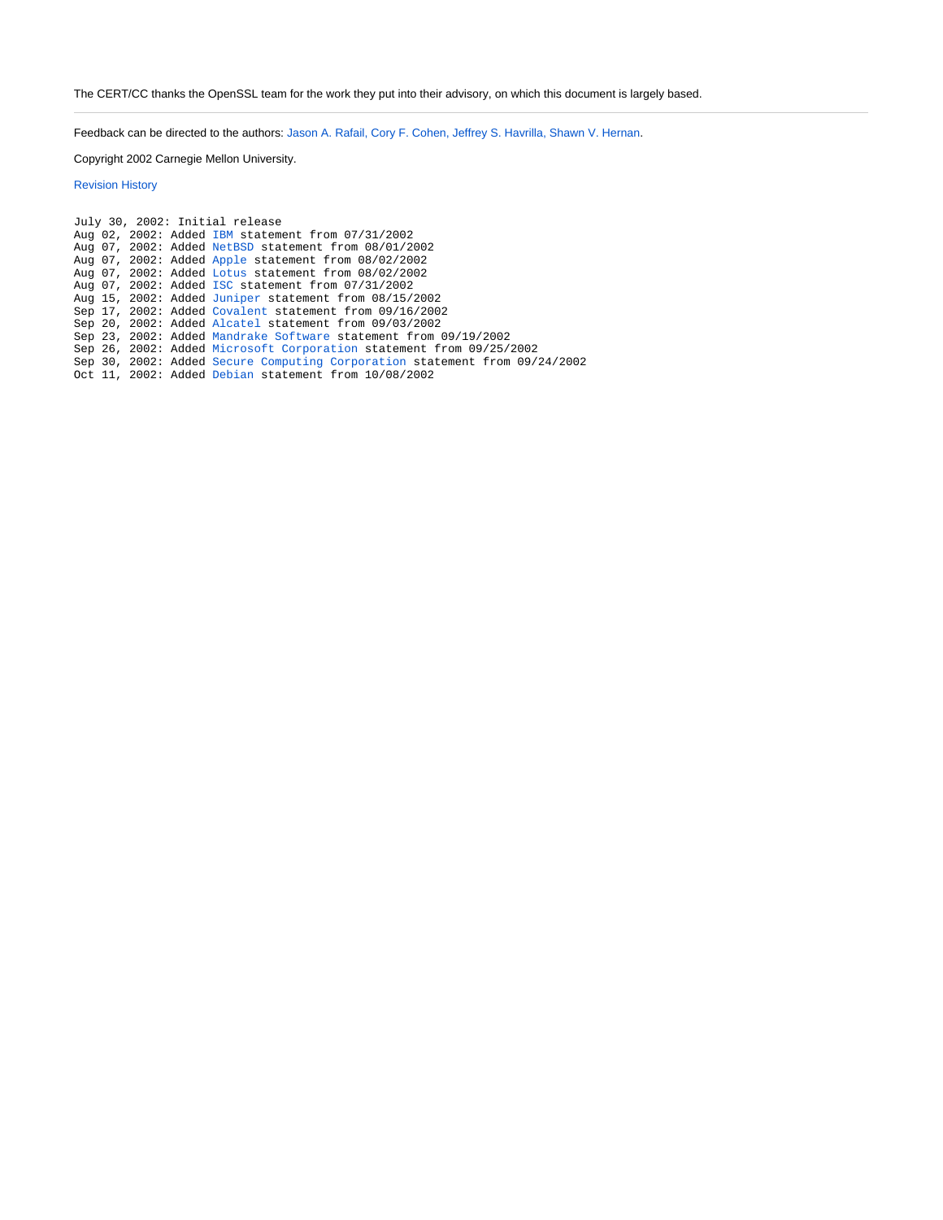The CERT/CC thanks the OpenSSL team for the work they put into their advisory, on which this document is largely based.

---

Feedback can be directed to the authors: Jason A. Rafail, Cory F. Cohen, Jeffrey S. Havrilla, Shawn V. Hernan.

Copyright 2002 Carnegie Mellon University.

Revision History

```
July 30, 2002: Initial release
Aug 02, 2002: Added IBM statement from 07/31/2002
Aug 07, 2002: Added NetBSD statement from 08/01/2002
Aug 07, 2002: Added Apple statement from 08/02/2002
Aug 07, 2002: Added Lotus statement from 08/02/2002
Aug 07, 2002: Added ISC statement from 07/31/2002
Aug 15, 2002: Added Juniper statement from 08/15/2002
Sep 17, 2002: Added Covalent statement from 09/16/2002
Sep 20, 2002: Added Alcatel statement from 09/03/2002
Sep 23, 2002: Added Mandrake Software statement from 09/19/2002
Sep 26, 2002: Added Microsoft Corporation statement from 09/25/2002
Sep 30, 2002: Added Secure Computing Corporation statement from 09/24/2002
Oct 11, 2002: Added Debian statement from 10/08/2002
```